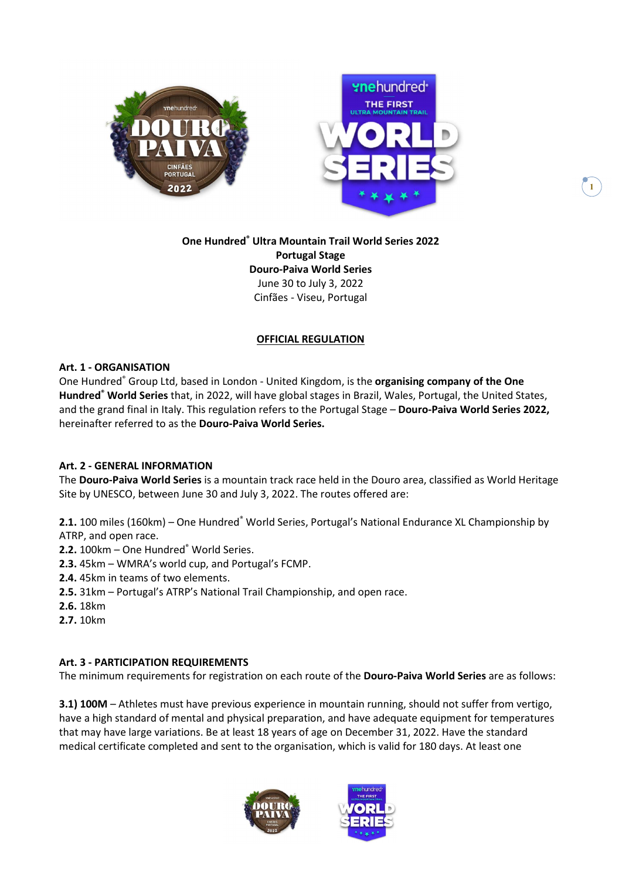**One Hundred® Ultra Mountain Trail World Series 2022**
**Portugal Stage**
**Douro-Paiva World Series**
June 30 to July 3, 2022
Cinfães - Viseu, Portugal

## OFFICIAL REGULATION

### Art. 1 - ORGANISATION

One Hundred® Group Ltd, based in London - United Kingdom, is the **organising company of the One Hundred® World Series** that, in 2022, will have global stages in Brazil, Wales, Portugal, the United States, and the grand final in Italy. This regulation refers to the Portugal Stage – **Douro-Paiva World Series 2022,** hereinafter referred to as the **Douro-Paiva World Series.**

### Art. 2 - GENERAL INFORMATION

The **Douro-Paiva World Series** is a mountain track race held in the Douro area, classified as World Heritage Site by UNESCO, between June 30 and July 3, 2022. The routes offered are:

**2.1.** 100 miles (160km) – One Hundred® World Series, Portugal's National Endurance XL Championship by ATRP, and open race.
**2.2.** 100km – One Hundred® World Series.
**2.3.** 45km – WMRA's world cup, and Portugal's FCMP.
**2.4.** 45km in teams of two elements.
**2.5.** 31km – Portugal's ATRP's National Trail Championship, and open race.
**2.6.** 18km
**2.7.** 10km

### Art. 3 - PARTICIPATION REQUIREMENTS

The minimum requirements for registration on each route of the **Douro-Paiva World Series** are as follows:

**3.1) 100M** – Athletes must have previous experience in mountain running, should not suffer from vertigo, have a high standard of mental and physical preparation, and have adequate equipment for temperatures that may have large variations. Be at least 18 years of age on December 31, 2022. Have the standard medical certificate completed and sent to the organisation, which is valid for 180 days. At least one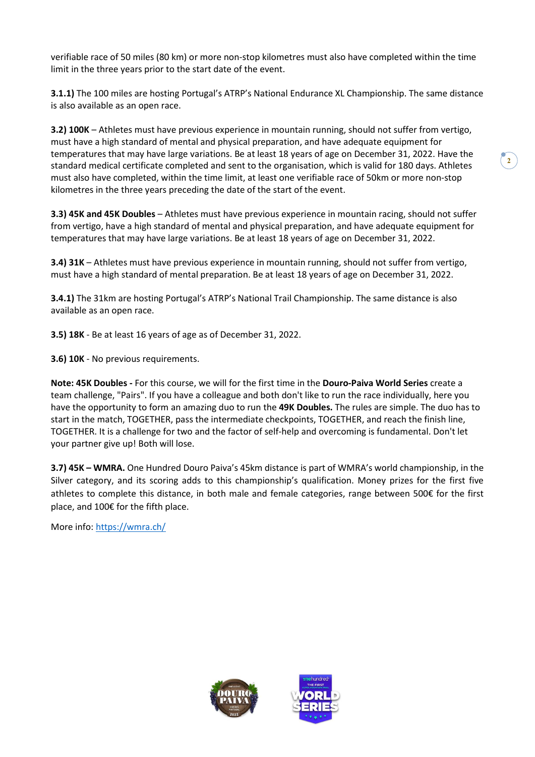verifiable race of 50 miles (80 km) or more non-stop kilometres must also have completed within the time limit in the three years prior to the start date of the event.

**3.1.1)** The 100 miles are hosting Portugal's ATRP's National Endurance XL Championship. The same distance is also available as an open race.

**3.2) 100K** – Athletes must have previous experience in mountain running, should not suffer from vertigo, must have a high standard of mental and physical preparation, and have adequate equipment for temperatures that may have large variations. Be at least 18 years of age on December 31, 2022. Have the standard medical certificate completed and sent to the organisation, which is valid for 180 days. Athletes must also have completed, within the time limit, at least one verifiable race of 50km or more non-stop kilometres in the three years preceding the date of the start of the event.

**3.3) 45K and 45K Doubles** – Athletes must have previous experience in mountain racing, should not suffer from vertigo, have a high standard of mental and physical preparation, and have adequate equipment for temperatures that may have large variations. Be at least 18 years of age on December 31, 2022.

**3.4) 31K** – Athletes must have previous experience in mountain running, should not suffer from vertigo, must have a high standard of mental preparation. Be at least 18 years of age on December 31, 2022.

**3.4.1)** The 31km are hosting Portugal's ATRP's National Trail Championship. The same distance is also available as an open race.

**3.5) 18K** - Be at least 16 years of age as of December 31, 2022.

**3.6) 10K** - No previous requirements.

**Note: 45K Doubles -** For this course, we will for the first time in the **Douro-Paiva World Series** create a team challenge, "Pairs". If you have a colleague and both don't like to run the race individually, here you have the opportunity to form an amazing duo to run the **49K Doubles.** The rules are simple. The duo has to start in the match, TOGETHER, pass the intermediate checkpoints, TOGETHER, and reach the finish line, TOGETHER. It is a challenge for two and the factor of self-help and overcoming is fundamental. Don't let your partner give up! Both will lose.

**3.7) 45K – WMRA.** One Hundred Douro Paiva's 45km distance is part of WMRA's world championship, in the Silver category, and its scoring adds to this championship's qualification. Money prizes for the first five athletes to complete this distance, in both male and female categories, range between 500€ for the first place, and 100€ for the fifth place.

More info: https://wmra.ch/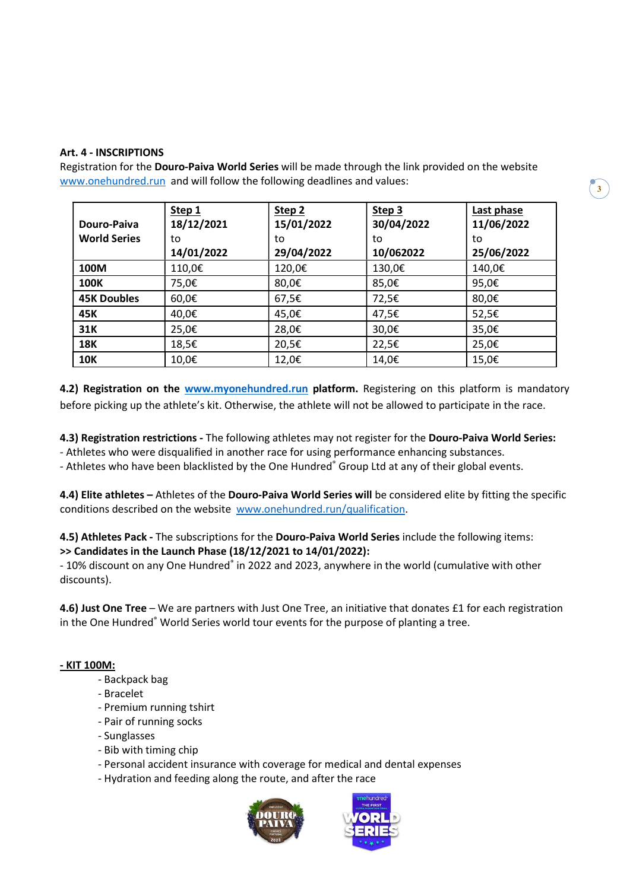**Art. 4 - INSCRIPTIONS**

Registration for the **Douro-Paiva World Series** will be made through the link provided on the website www.onehundred.run and will follow the following deadlines and values:

| Douro-Paiva World Series | Step 1 18/12/2021 to 14/01/2022 | Step 2 15/01/2022 to 29/04/2022 | Step 3 30/04/2022 to 10/062022 | Last phase 11/06/2022 to 25/06/2022 |
|---|---|---|---|---|
| **100M** | 110,0€ | 120,0€ | 130,0€ | 140,0€ |
| **100K** | 75,0€ | 80,0€ | 85,0€ | 95,0€ |
| **45K Doubles** | 60,0€ | 67,5€ | 72,5€ | 80,0€ |
| **45K** | 40,0€ | 45,0€ | 47,5€ | 52,5€ |
| **31K** | 25,0€ | 28,0€ | 30,0€ | 35,0€ |
| **18K** | 18,5€ | 20,5€ | 22,5€ | 25,0€ |
| **10K** | 10,0€ | 12,0€ | 14,0€ | 15,0€ |

**4.2) Registration on the www.myonehundred.run platform.** Registering on this platform is mandatory before picking up the athlete's kit. Otherwise, the athlete will not be allowed to participate in the race.

**4.3) Registration restrictions -** The following athletes may not register for the **Douro-Paiva World Series:**
- Athletes who were disqualified in another race for using performance enhancing substances.
- Athletes who have been blacklisted by the One Hundred® Group Ltd at any of their global events.

**4.4) Elite athletes –** Athletes of the **Douro-Paiva World Series will** be considered elite by fitting the specific conditions described on the website www.onehundred.run/qualification.

**4.5) Athletes Pack -** The subscriptions for the **Douro-Paiva World Series** include the following items:
**>> Candidates in the Launch Phase (18/12/2021 to 14/01/2022):**
- 10% discount on any One Hundred® in 2022 and 2023, anywhere in the world (cumulative with other discounts).

**4.6) Just One Tree** – We are partners with Just One Tree, an initiative that donates £1 for each registration in the One Hundred® World Series world tour events for the purpose of planting a tree.

**- KIT 100M:**
- Backpack bag
- Bracelet
- Premium running tshirt
- Pair of running socks
- Sunglasses
- Bib with timing chip
- Personal accident insurance with coverage for medical and dental expenses
- Hydration and feeding along the route, and after the race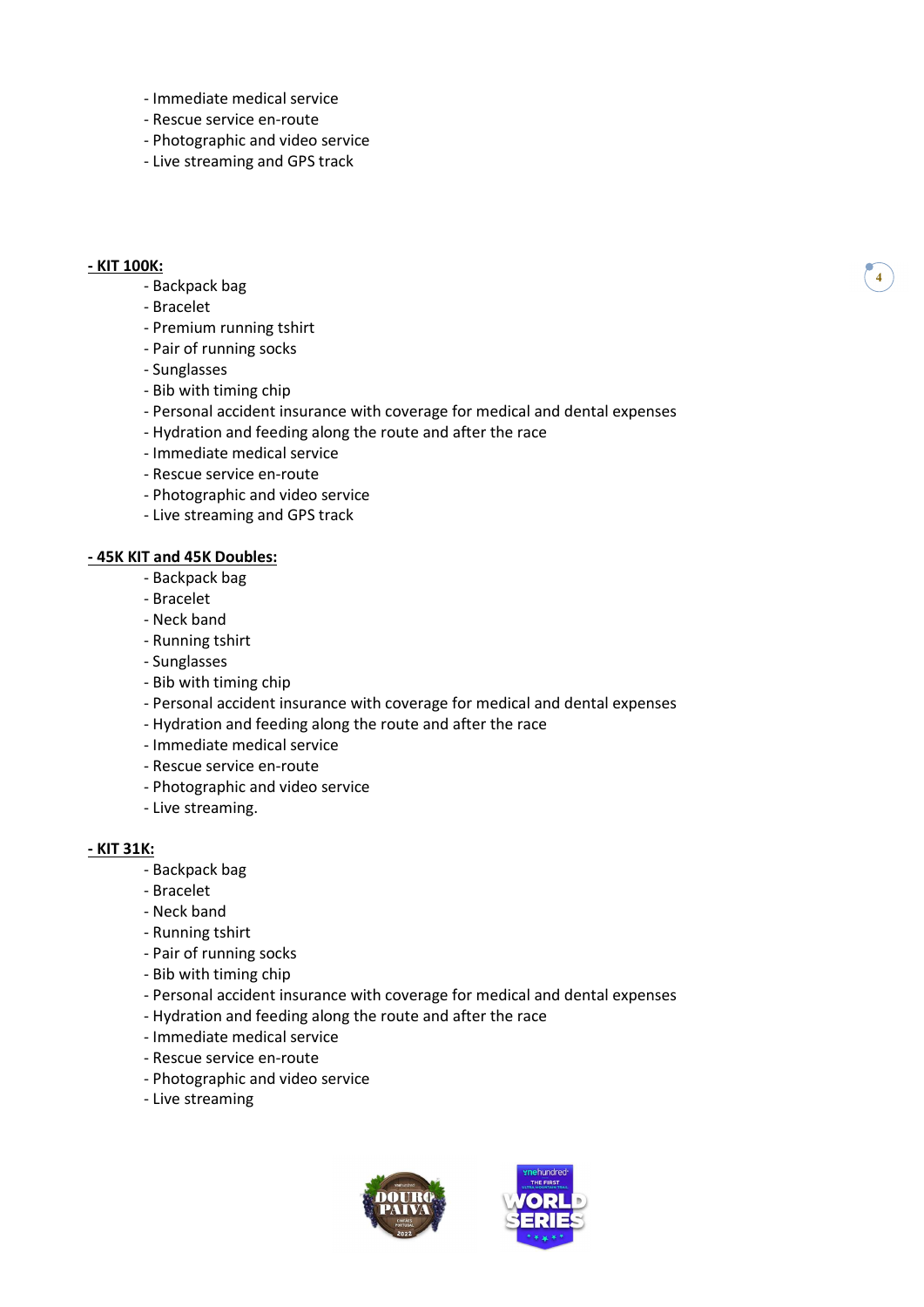- Immediate medical service
- Rescue service en-route
- Photographic and video service
- Live streaming and GPS track

**- KIT 100K:**

- Backpack bag
- Bracelet
- Premium running tshirt
- Pair of running socks
- Sunglasses
- Bib with timing chip
- Personal accident insurance with coverage for medical and dental expenses
- Hydration and feeding along the route and after the race
- Immediate medical service
- Rescue service en-route
- Photographic and video service
- Live streaming and GPS track

**- 45K KIT and 45K Doubles:**

- Backpack bag
- Bracelet
- Neck band
- Running tshirt
- Sunglasses
- Bib with timing chip
- Personal accident insurance with coverage for medical and dental expenses
- Hydration and feeding along the route and after the race
- Immediate medical service
- Rescue service en-route
- Photographic and video service
- Live streaming.

**- KIT 31K:**

- Backpack bag
- Bracelet
- Neck band
- Running tshirt
- Pair of running socks
- Bib with timing chip
- Personal accident insurance with coverage for medical and dental expenses
- Hydration and feeding along the route and after the race
- Immediate medical service
- Rescue service en-route
- Photographic and video service
- Live streaming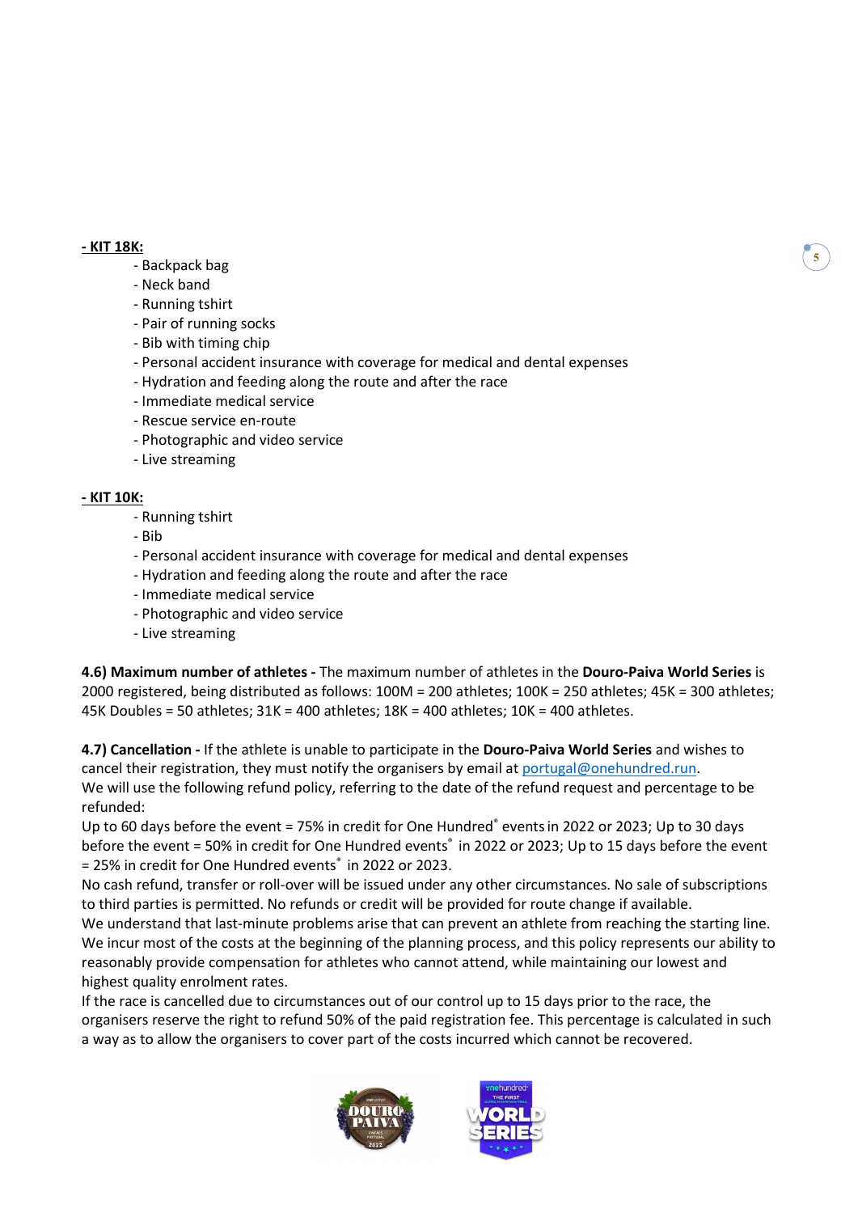**- KIT 18K:**

- Backpack bag
- Neck band
- Running tshirt
- Pair of running socks
- Bib with timing chip
- Personal accident insurance with coverage for medical and dental expenses
- Hydration and feeding along the route and after the race
- Immediate medical service
- Rescue service en-route
- Photographic and video service
- Live streaming

**- KIT 10K:**

- Running tshirt
- Bib
- Personal accident insurance with coverage for medical and dental expenses
- Hydration and feeding along the route and after the race
- Immediate medical service
- Photographic and video service
- Live streaming

**4.6) Maximum number of athletes -** The maximum number of athletes in the **Douro-Paiva World Series** is 2000 registered, being distributed as follows: 100M = 200 athletes; 100K = 250 athletes; 45K = 300 athletes; 45K Doubles = 50 athletes; 31K = 400 athletes; 18K = 400 athletes; 10K = 400 athletes.

**4.7) Cancellation -** If the athlete is unable to participate in the **Douro-Paiva World Series** and wishes to cancel their registration, they must notify the organisers by email at portugal@onehundred.run.
We will use the following refund policy, referring to the date of the refund request and percentage to be refunded:
Up to 60 days before the event = 75% in credit for One Hundred® events in 2022 or 2023; Up to 30 days before the event = 50% in credit for One Hundred events® in 2022 or 2023; Up to 15 days before the event = 25% in credit for One Hundred events® in 2022 or 2023.
No cash refund, transfer or roll-over will be issued under any other circumstances. No sale of subscriptions to third parties is permitted. No refunds or credit will be provided for route change if available.
We understand that last-minute problems arise that can prevent an athlete from reaching the starting line. We incur most of the costs at the beginning of the planning process, and this policy represents our ability to reasonably provide compensation for athletes who cannot attend, while maintaining our lowest and highest quality enrolment rates.
If the race is cancelled due to circumstances out of our control up to 15 days prior to the race, the organisers reserve the right to refund 50% of the paid registration fee. This percentage is calculated in such a way as to allow the organisers to cover part of the costs incurred which cannot be recovered.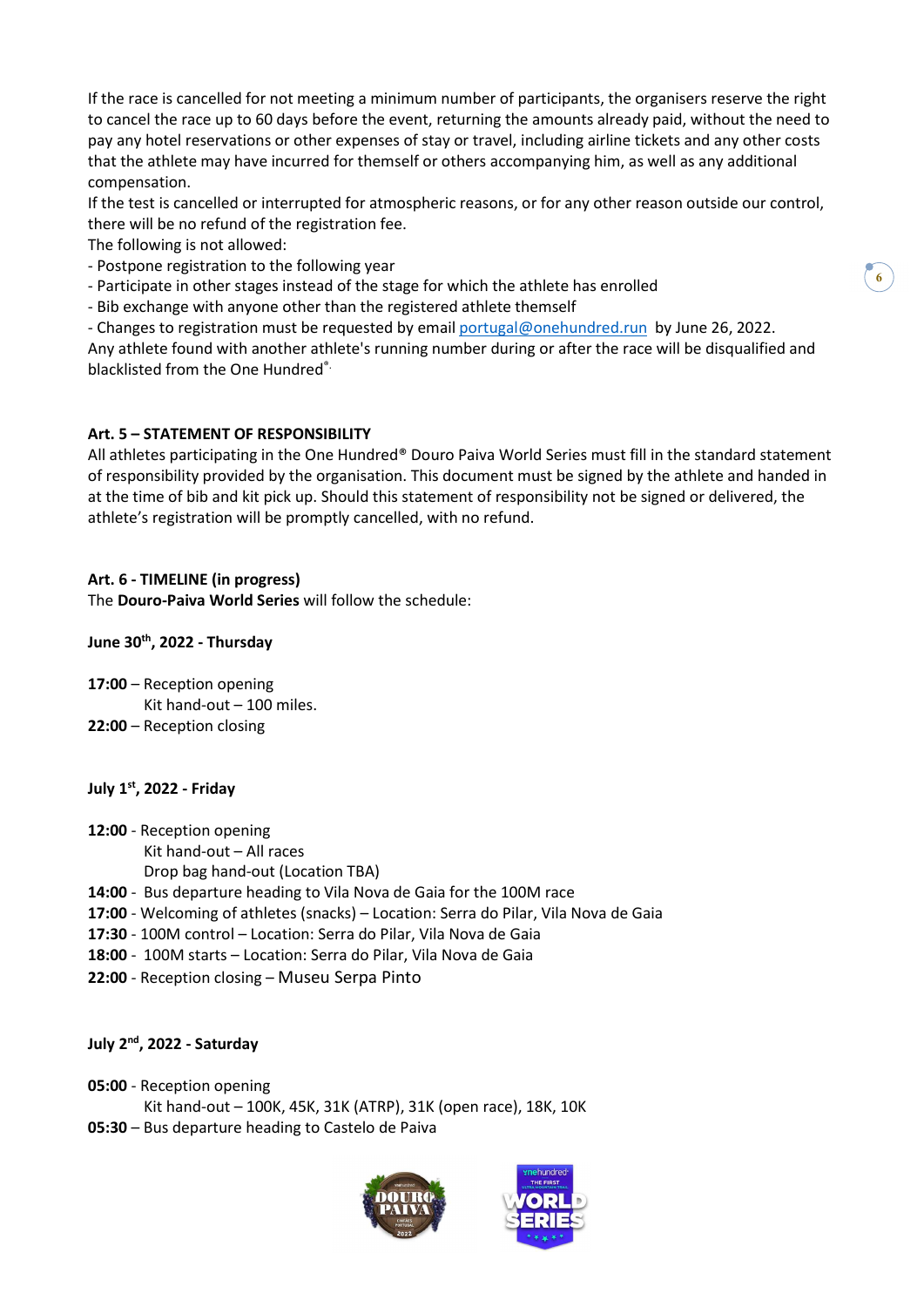If the race is cancelled for not meeting a minimum number of participants, the organisers reserve the right to cancel the race up to 60 days before the event, returning the amounts already paid, without the need to pay any hotel reservations or other expenses of stay or travel, including airline tickets and any other costs that the athlete may have incurred for themself or others accompanying him, as well as any additional compensation.
If the test is cancelled or interrupted for atmospheric reasons, or for any other reason outside our control, there will be no refund of the registration fee.
The following is not allowed:
- Postpone registration to the following year
- Participate in other stages instead of the stage for which the athlete has enrolled
- Bib exchange with anyone other than the registered athlete themself
- Changes to registration must be requested by email portugal@onehundred.run by June 26, 2022.

Any athlete found with another athlete's running number during or after the race will be disqualified and blacklisted from the One Hundred®.

**Art. 5 – STATEMENT OF RESPONSIBILITY**

All athletes participating in the One Hundred® Douro Paiva World Series must fill in the standard statement of responsibility provided by the organisation. This document must be signed by the athlete and handed in at the time of bib and kit pick up. Should this statement of responsibility not be signed or delivered, the athlete's registration will be promptly cancelled, with no refund.

**Art. 6 - TIMELINE (in progress)**

The **Douro-Paiva World Series** will follow the schedule:

**June 30th, 2022 - Thursday**

**17:00** – Reception opening
Kit hand-out – 100 miles.
**22:00** – Reception closing

**July 1st, 2022 - Friday**

**12:00** - Reception opening
Kit hand-out – All races
Drop bag hand-out (Location TBA)
**14:00** - Bus departure heading to Vila Nova de Gaia for the 100M race
**17:00** - Welcoming of athletes (snacks) – Location: Serra do Pilar, Vila Nova de Gaia
**17:30** - 100M control – Location: Serra do Pilar, Vila Nova de Gaia
**18:00** - 100M starts – Location: Serra do Pilar, Vila Nova de Gaia
**22:00** - Reception closing – Museu Serpa Pinto

**July 2nd, 2022 - Saturday**

**05:00** - Reception opening
Kit hand-out – 100K, 45K, 31K (ATRP), 31K (open race), 18K, 10K
**05:30** – Bus departure heading to Castelo de Paiva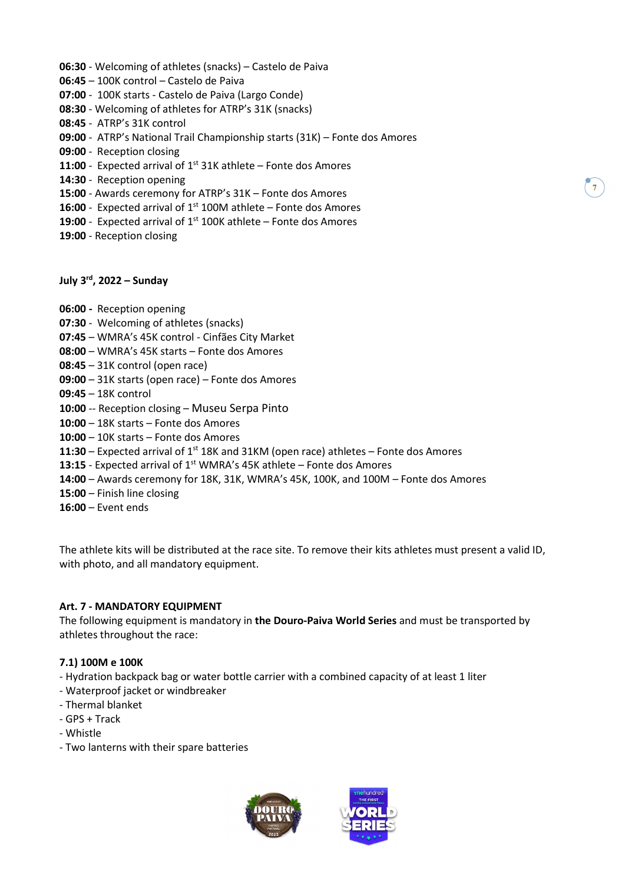**06:30** - Welcoming of athletes (snacks) – Castelo de Paiva
**06:45** – 100K control – Castelo de Paiva
**07:00** - 100K starts - Castelo de Paiva (Largo Conde)
**08:30** - Welcoming of athletes for ATRP's 31K (snacks)
**08:45** - ATRP's 31K control
**09:00** - ATRP's National Trail Championship starts (31K) – Fonte dos Amores
**09:00** - Reception closing
**11:00** - Expected arrival of 1st 31K athlete – Fonte dos Amores
**14:30** - Reception opening
**15:00** - Awards ceremony for ATRP's 31K – Fonte dos Amores
**16:00** - Expected arrival of 1st 100M athlete – Fonte dos Amores
**19:00** - Expected arrival of 1st 100K athlete – Fonte dos Amores
**19:00** - Reception closing

**July 3rd, 2022 – Sunday**

**06:00** - Reception opening
**07:30** - Welcoming of athletes (snacks)
**07:45** – WMRA's 45K control - Cinfães City Market
**08:00** – WMRA's 45K starts – Fonte dos Amores
**08:45** – 31K control (open race)
**09:00** – 31K starts (open race) – Fonte dos Amores
**09:45** – 18K control
**10:00** -- Reception closing – Museu Serpa Pinto
**10:00** – 18K starts – Fonte dos Amores
**10:00** – 10K starts – Fonte dos Amores
**11:30** – Expected arrival of 1st 18K and 31KM (open race) athletes – Fonte dos Amores
**13:15** - Expected arrival of 1st WMRA's 45K athlete – Fonte dos Amores
**14:00** – Awards ceremony for 18K, 31K, WMRA's 45K, 100K, and 100M – Fonte dos Amores
**15:00** – Finish line closing
**16:00** – Event ends

The athlete kits will be distributed at the race site. To remove their kits athletes must present a valid ID, with photo, and all mandatory equipment.

### Art. 7 - MANDATORY EQUIPMENT

The following equipment is mandatory in **the Douro-Paiva World Series** and must be transported by athletes throughout the race:

#### 7.1) 100M e 100K

- Hydration backpack bag or water bottle carrier with a combined capacity of at least 1 liter
- Waterproof jacket or windbreaker
- Thermal blanket
- GPS + Track
- Whistle
- Two lanterns with their spare batteries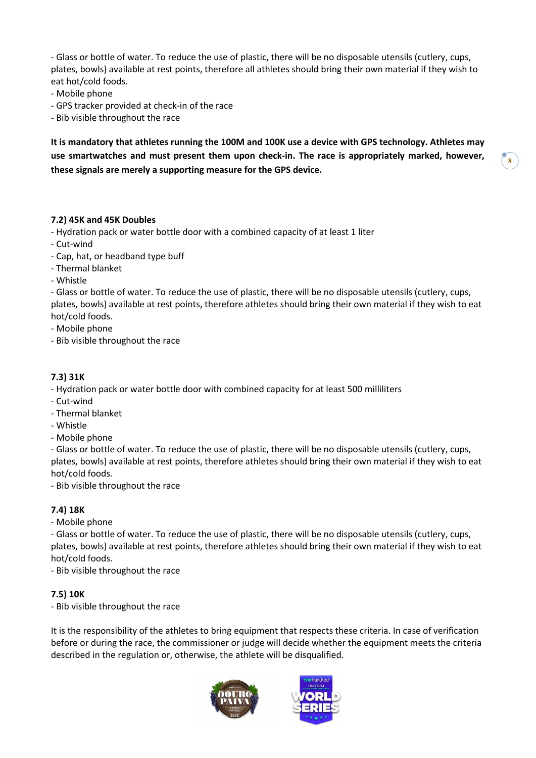- Glass or bottle of water. To reduce the use of plastic, there will be no disposable utensils (cutlery, cups, plates, bowls) available at rest points, therefore all athletes should bring their own material if they wish to eat hot/cold foods.
- Mobile phone
- GPS tracker provided at check-in of the race
- Bib visible throughout the race

**It is mandatory that athletes running the 100M and 100K use a device with GPS technology. Athletes may use smartwatches and must present them upon check-in. The race is appropriately marked, however, these signals are merely a supporting measure for the GPS device.**

#### 7.2) 45K and 45K Doubles

- Hydration pack or water bottle door with a combined capacity of at least 1 liter
- Cut-wind
- Cap, hat, or headband type buff
- Thermal blanket
- Whistle
- Glass or bottle of water. To reduce the use of plastic, there will be no disposable utensils (cutlery, cups, plates, bowls) available at rest points, therefore athletes should bring their own material if they wish to eat hot/cold foods.
- Mobile phone
- Bib visible throughout the race

#### 7.3) 31K

- Hydration pack or water bottle door with combined capacity for at least 500 milliliters
- Cut-wind
- Thermal blanket
- Whistle
- Mobile phone
- Glass or bottle of water. To reduce the use of plastic, there will be no disposable utensils (cutlery, cups, plates, bowls) available at rest points, therefore athletes should bring their own material if they wish to eat hot/cold foods.
- Bib visible throughout the race

#### 7.4) 18K

- Mobile phone
- Glass or bottle of water. To reduce the use of plastic, there will be no disposable utensils (cutlery, cups, plates, bowls) available at rest points, therefore athletes should bring their own material if they wish to eat hot/cold foods.
- Bib visible throughout the race

#### 7.5) 10K

- Bib visible throughout the race

It is the responsibility of the athletes to bring equipment that respects these criteria. In case of verification before or during the race, the commissioner or judge will decide whether the equipment meets the criteria described in the regulation or, otherwise, the athlete will be disqualified.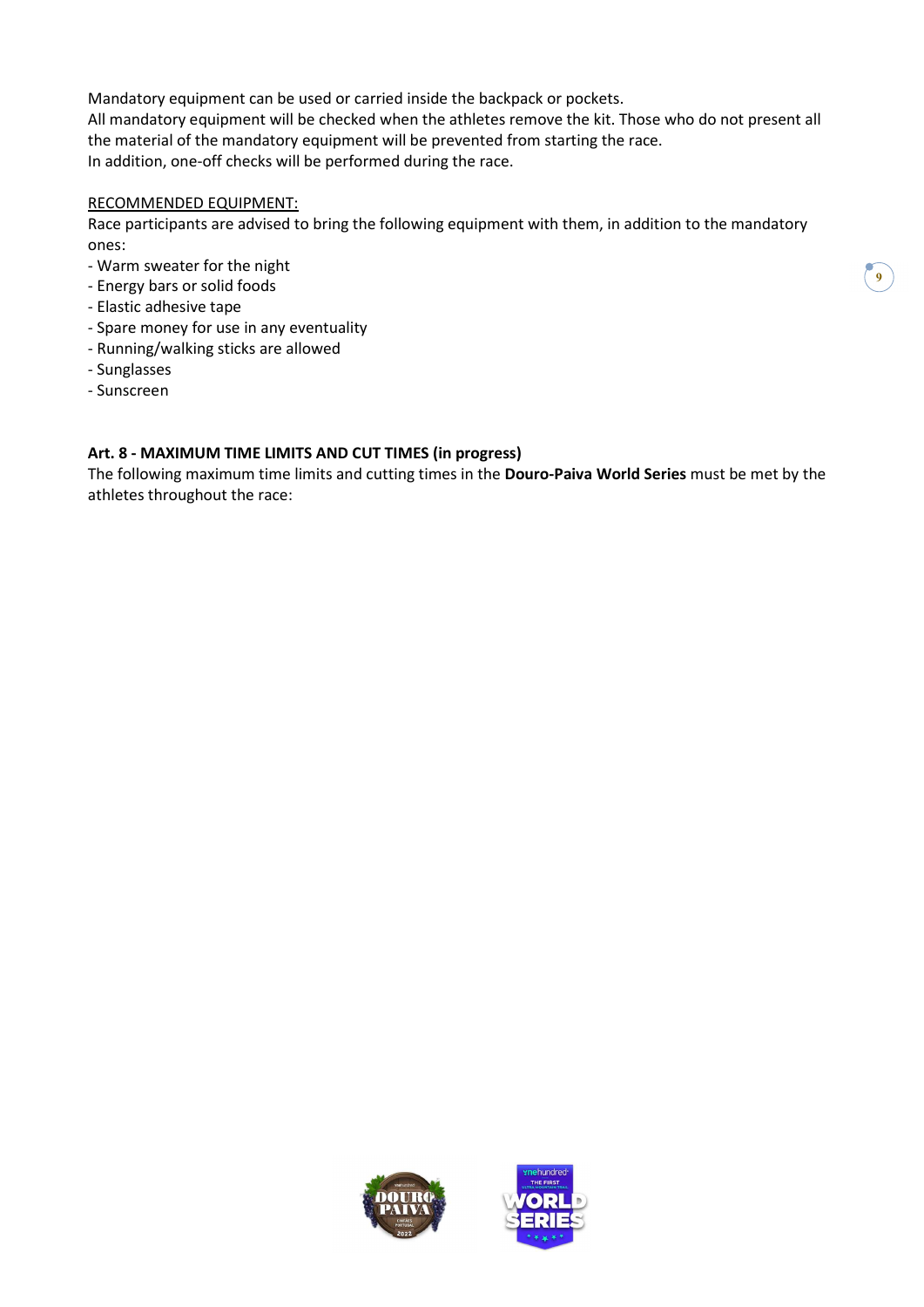Mandatory equipment can be used or carried inside the backpack or pockets.
All mandatory equipment will be checked when the athletes remove the kit. Those who do not present all the material of the mandatory equipment will be prevented from starting the race.
In addition, one-off checks will be performed during the race.

<u>RECOMMENDED EQUIPMENT:</u>
Race participants are advised to bring the following equipment with them, in addition to the mandatory ones:

- Warm sweater for the night
- Energy bars or solid foods
- Elastic adhesive tape
- Spare money for use in any eventuality
- Running/walking sticks are allowed
- Sunglasses
- Sunscreen

**Art. 8 - MAXIMUM TIME LIMITS AND CUT TIMES (in progress)**

The following maximum time limits and cutting times in the **Douro-Paiva World Series** must be met by the athletes throughout the race: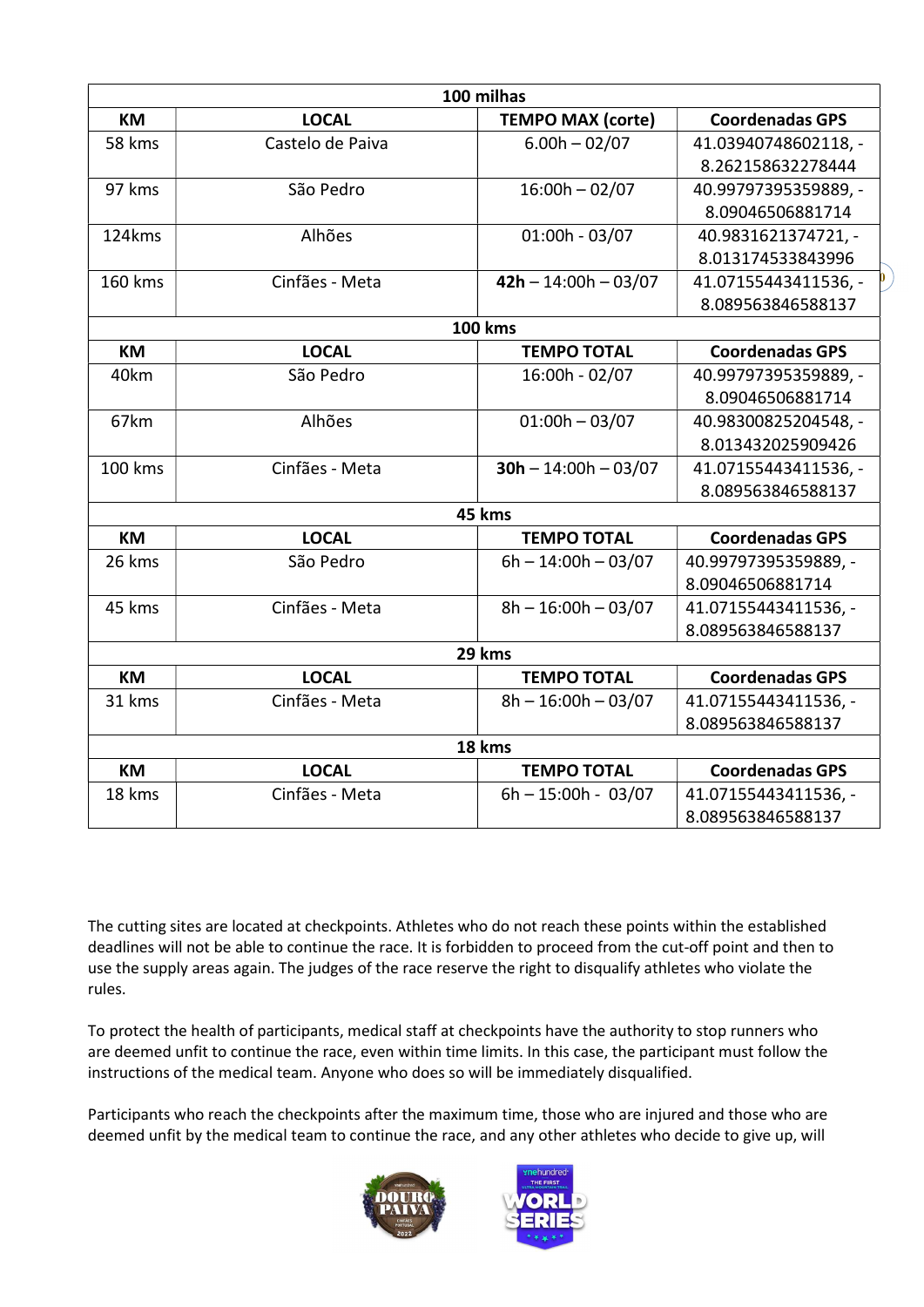| 100 milhas | | | |
|---|---|---|---|
| **KM** | **LOCAL** | **TEMPO MAX (corte)** | **Coordenadas GPS** |
| 58 kms | Castelo de Paiva | 6.00h – 02/07 | 41.03940748602118, -8.262158632278444 |
| 97 kms | São Pedro | 16:00h – 02/07 | 40.99797395359889, -8.09046506881714 |
| 124kms | Alhões | 01:00h - 03/07 | 40.9831621374721, -8.013174533843996 |
| 160 kms | Cinfães - Meta | **42h** – 14:00h – 03/07 | 41.07155443411536, -8.089563846588137 |
| **100 kms** | | | |
| **KM** | **LOCAL** | **TEMPO TOTAL** | **Coordenadas GPS** |
| 40km | São Pedro | 16:00h - 02/07 | 40.99797395359889, -8.09046506881714 |
| 67km | Alhões | 01:00h – 03/07 | 40.98300825204548, -8.013432025909426 |
| 100 kms | Cinfães - Meta | **30h** – 14:00h – 03/07 | 41.07155443411536, -8.089563846588137 |
| **45 kms** | | | |
| **KM** | **LOCAL** | **TEMPO TOTAL** | **Coordenadas GPS** |
| 26 kms | São Pedro | 6h – 14:00h – 03/07 | 40.99797395359889, -8.09046506881714 |
| 45 kms | Cinfães - Meta | 8h – 16:00h – 03/07 | 41.07155443411536, -8.089563846588137 |
| **29 kms** | | | |
| **KM** | **LOCAL** | **TEMPO TOTAL** | **Coordenadas GPS** |
| 31 kms | Cinfães - Meta | 8h – 16:00h – 03/07 | 41.07155443411536, -8.089563846588137 |
| **18 kms** | | | |
| **KM** | **LOCAL** | **TEMPO TOTAL** | **Coordenadas GPS** |
| 18 kms | Cinfães - Meta | 6h – 15:00h - 03/07 | 41.07155443411536, -8.089563846588137 |

The cutting sites are located at checkpoints. Athletes who do not reach these points within the established deadlines will not be able to continue the race. It is forbidden to proceed from the cut-off point and then to use the supply areas again. The judges of the race reserve the right to disqualify athletes who violate the rules.

To protect the health of participants, medical staff at checkpoints have the authority to stop runners who are deemed unfit to continue the race, even within time limits. In this case, the participant must follow the instructions of the medical team. Anyone who does so will be immediately disqualified.

Participants who reach the checkpoints after the maximum time, those who are injured and those who are deemed unfit by the medical team to continue the race, and any other athletes who decide to give up, will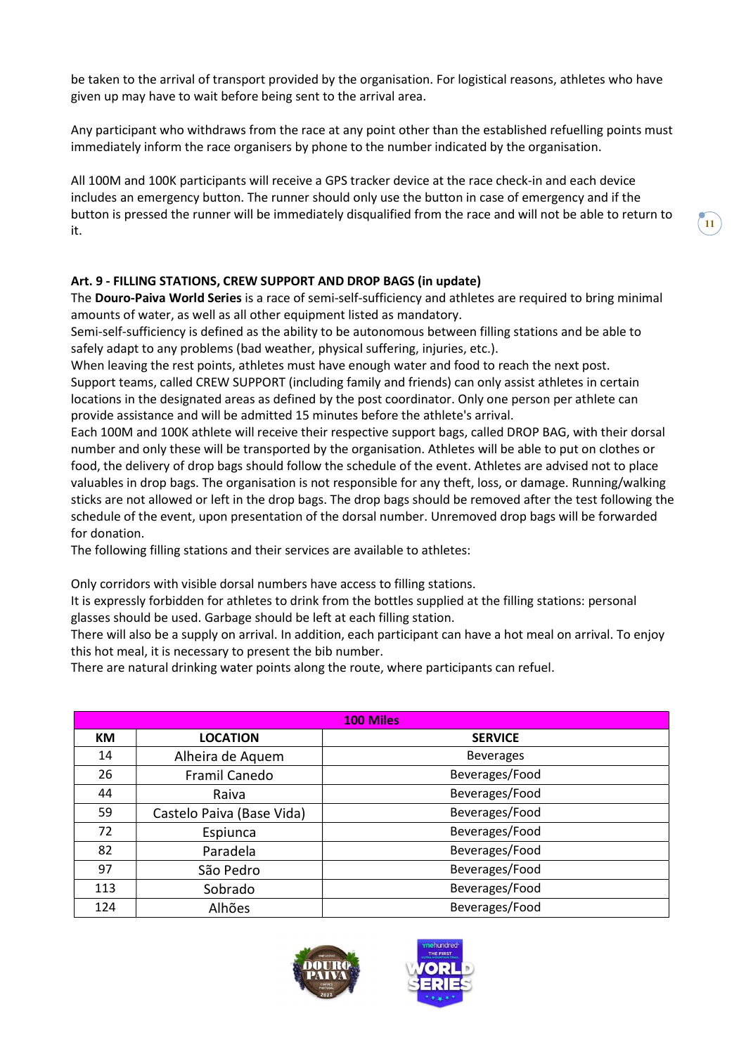be taken to the arrival of transport provided by the organisation. For logistical reasons, athletes who have given up may have to wait before being sent to the arrival area.

Any participant who withdraws from the race at any point other than the established refuelling points must immediately inform the race organisers by phone to the number indicated by the organisation.

All 100M and 100K participants will receive a GPS tracker device at the race check-in and each device includes an emergency button. The runner should only use the button in case of emergency and if the button is pressed the runner will be immediately disqualified from the race and will not be able to return to it.

**Art. 9 - FILLING STATIONS, CREW SUPPORT AND DROP BAGS (in update)**

The **Douro-Paiva World Series** is a race of semi-self-sufficiency and athletes are required to bring minimal amounts of water, as well as all other equipment listed as mandatory.
Semi-self-sufficiency is defined as the ability to be autonomous between filling stations and be able to safely adapt to any problems (bad weather, physical suffering, injuries, etc.).
When leaving the rest points, athletes must have enough water and food to reach the next post.
Support teams, called CREW SUPPORT (including family and friends) can only assist athletes in certain locations in the designated areas as defined by the post coordinator. Only one person per athlete can provide assistance and will be admitted 15 minutes before the athlete's arrival.
Each 100M and 100K athlete will receive their respective support bags, called DROP BAG, with their dorsal number and only these will be transported by the organisation. Athletes will be able to put on clothes or food, the delivery of drop bags should follow the schedule of the event. Athletes are advised not to place valuables in drop bags. The organisation is not responsible for any theft, loss, or damage. Running/walking sticks are not allowed or left in the drop bags. The drop bags should be removed after the test following the schedule of the event, upon presentation of the dorsal number. Unremoved drop bags will be forwarded for donation.
The following filling stations and their services are available to athletes:

Only corridors with visible dorsal numbers have access to filling stations.
It is expressly forbidden for athletes to drink from the bottles supplied at the filling stations: personal glasses should be used. Garbage should be left at each filling station.
There will also be a supply on arrival. In addition, each participant can have a hot meal on arrival. To enjoy this hot meal, it is necessary to present the bib number.
There are natural drinking water points along the route, where participants can refuel.

| 100 Miles | | |
|---|---|---|
| **KM** | **LOCATION** | **SERVICE** |
| 14 | Alheira de Aquem | Beverages |
| 26 | Framil Canedo | Beverages/Food |
| 44 | Raiva | Beverages/Food |
| 59 | Castelo Paiva (Base Vida) | Beverages/Food |
| 72 | Espiunca | Beverages/Food |
| 82 | Paradela | Beverages/Food |
| 97 | São Pedro | Beverages/Food |
| 113 | Sobrado | Beverages/Food |
| 124 | Alhões | Beverages/Food |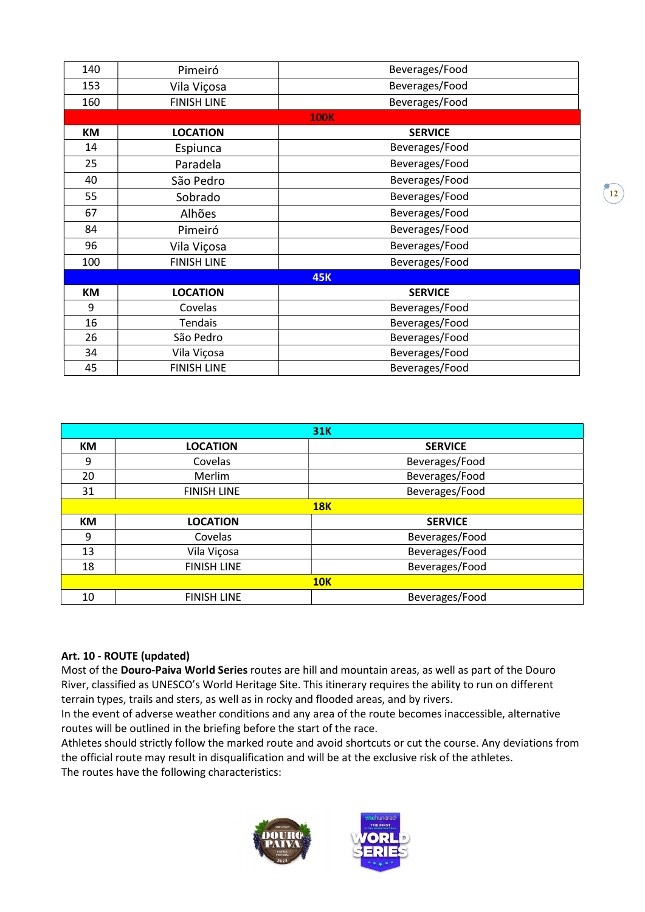| 140 | Pimeiró | Beverages/Food |
|---|---|---|
| 153 | Vila Viçosa | Beverages/Food |
| 160 | FINISH LINE | Beverages/Food |
| | **100K** | |
| **KM** | **LOCATION** | **SERVICE** |
| 14 | Espiunca | Beverages/Food |
| 25 | Paradela | Beverages/Food |
| 40 | São Pedro | Beverages/Food |
| 55 | Sobrado | Beverages/Food |
| 67 | Alhões | Beverages/Food |
| 84 | Pimeiró | Beverages/Food |
| 96 | Vila Viçosa | Beverages/Food |
| 100 | FINISH LINE | Beverages/Food |
| | **45K** | |
| **KM** | **LOCATION** | **SERVICE** |
| 9 | Covelas | Beverages/Food |
| 16 | Tendais | Beverages/Food |
| 26 | São Pedro | Beverages/Food |
| 34 | Vila Viçosa | Beverages/Food |
| 45 | FINISH LINE | Beverages/Food |

| | **31K** | |
|---|---|---|
| **KM** | **LOCATION** | **SERVICE** |
| 9 | Covelas | Beverages/Food |
| 20 | Merlim | Beverages/Food |
| 31 | FINISH LINE | Beverages/Food |
| | **18K** | |
| **KM** | **LOCATION** | **SERVICE** |
| 9 | Covelas | Beverages/Food |
| 13 | Vila Viçosa | Beverages/Food |
| 18 | FINISH LINE | Beverages/Food |
| | **10K** | |
| 10 | FINISH LINE | Beverages/Food |

**Art. 10 - ROUTE (updated)**

Most of the **Douro-Paiva World Series** routes are hill and mountain areas, as well as part of the Douro River, classified as UNESCO's World Heritage Site. This itinerary requires the ability to run on different terrain types, trails and sters, as well as in rocky and flooded areas, and by rivers.

In the event of adverse weather conditions and any area of the route becomes inaccessible, alternative routes will be outlined in the briefing before the start of the race.

Athletes should strictly follow the marked route and avoid shortcuts or cut the course. Any deviations from the official route may result in disqualification and will be at the exclusive risk of the athletes.

The routes have the following characteristics: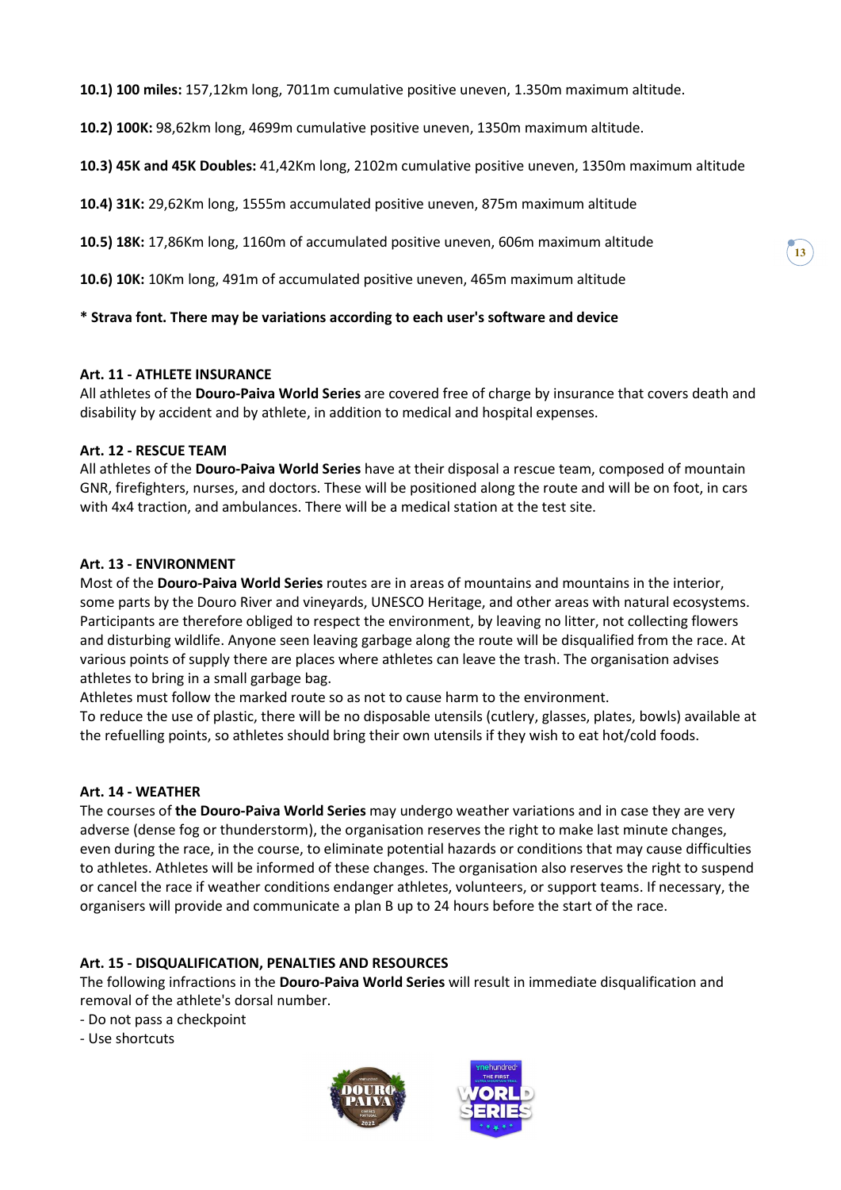**10.1) 100 miles:** 157,12km long, 7011m cumulative positive uneven, 1.350m maximum altitude.

**10.2) 100K:** 98,62km long, 4699m cumulative positive uneven, 1350m maximum altitude.

**10.3) 45K and 45K Doubles:** 41,42Km long, 2102m cumulative positive uneven, 1350m maximum altitude

**10.4) 31K:** 29,62Km long, 1555m accumulated positive uneven, 875m maximum altitude

**10.5) 18K:** 17,86Km long, 1160m of accumulated positive uneven, 606m maximum altitude

**10.6) 10K:** 10Km long, 491m of accumulated positive uneven, 465m maximum altitude

**\* Strava font. There may be variations according to each user's software and device**

**Art. 11 - ATHLETE INSURANCE**

All athletes of the **Douro-Paiva World Series** are covered free of charge by insurance that covers death and disability by accident and by athlete, in addition to medical and hospital expenses.

**Art. 12 - RESCUE TEAM**

All athletes of the **Douro-Paiva World Series** have at their disposal a rescue team, composed of mountain GNR, firefighters, nurses, and doctors. These will be positioned along the route and will be on foot, in cars with 4x4 traction, and ambulances. There will be a medical station at the test site.

**Art. 13 - ENVIRONMENT**

Most of the **Douro-Paiva World Series** routes are in areas of mountains and mountains in the interior, some parts by the Douro River and vineyards, UNESCO Heritage, and other areas with natural ecosystems. Participants are therefore obliged to respect the environment, by leaving no litter, not collecting flowers and disturbing wildlife. Anyone seen leaving garbage along the route will be disqualified from the race. At various points of supply there are places where athletes can leave the trash. The organisation advises athletes to bring in a small garbage bag.

Athletes must follow the marked route so as not to cause harm to the environment.

To reduce the use of plastic, there will be no disposable utensils (cutlery, glasses, plates, bowls) available at the refuelling points, so athletes should bring their own utensils if they wish to eat hot/cold foods.

**Art. 14 - WEATHER**

The courses of **the Douro-Paiva World Series** may undergo weather variations and in case they are very adverse (dense fog or thunderstorm), the organisation reserves the right to make last minute changes, even during the race, in the course, to eliminate potential hazards or conditions that may cause difficulties to athletes. Athletes will be informed of these changes. The organisation also reserves the right to suspend or cancel the race if weather conditions endanger athletes, volunteers, or support teams. If necessary, the organisers will provide and communicate a plan B up to 24 hours before the start of the race.

**Art. 15 - DISQUALIFICATION, PENALTIES AND RESOURCES**

The following infractions in the **Douro-Paiva World Series** will result in immediate disqualification and removal of the athlete's dorsal number.

- Do not pass a checkpoint
- Use shortcuts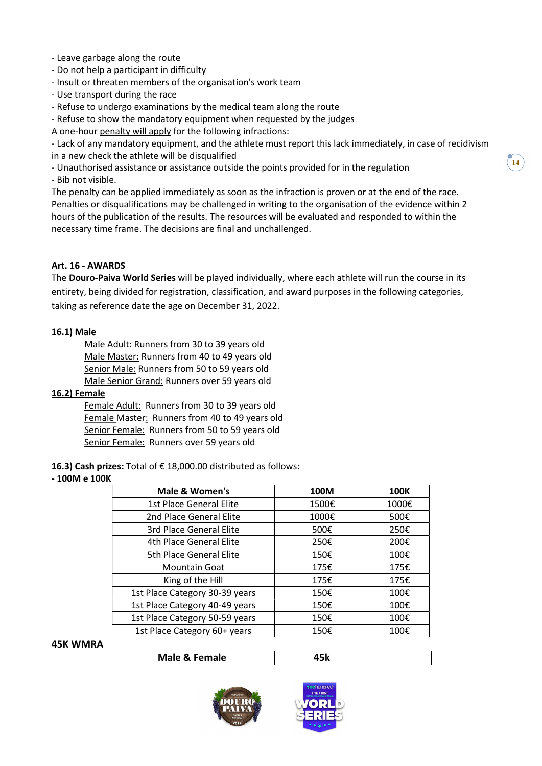- Leave garbage along the route
- Do not help a participant in difficulty
- Insult or threaten members of the organisation's work team
- Use transport during the race
- Refuse to undergo examinations by the medical team along the route
- Refuse to show the mandatory equipment when requested by the judges

A one-hour penalty will apply for the following infractions:

- Lack of any mandatory equipment, and the athlete must report this lack immediately, in case of recidivism in a new check the athlete will be disqualified
- Unauthorised assistance or assistance outside the points provided for in the regulation
- Bib not visible.

The penalty can be applied immediately as soon as the infraction is proven or at the end of the race. Penalties or disqualifications may be challenged in writing to the organisation of the evidence within 2 hours of the publication of the results. The resources will be evaluated and responded to within the necessary time frame. The decisions are final and unchallenged.

**Art. 16 - AWARDS**

The **Douro-Paiva World Series** will be played individually, where each athlete will run the course in its entirety, being divided for registration, classification, and award purposes in the following categories, taking as reference date the age on December 31, 2022.

**16.1) Male**

- Male Adult: Runners from 30 to 39 years old
- Male Master: Runners from 40 to 49 years old
- Senior Male: Runners from 50 to 59 years old
- Male Senior Grand: Runners over 59 years old

**16.2) Female**

- Female Adult: Runners from 30 to 39 years old
- Female Master: Runners from 40 to 49 years old
- Senior Female: Runners from 50 to 59 years old
- Senior Female: Runners over 59 years old

**16.3) Cash prizes:** Total of € 18,000.00 distributed as follows:

**- 100M e 100K**

| Male & Women's | 100M | 100K |
|---|---|---|
| 1st Place General Elite | 1500€ | 1000€ |
| 2nd Place General Elite | 1000€ | 500€ |
| 3rd Place General Elite | 500€ | 250€ |
| 4th Place General Elite | 250€ | 200€ |
| 5th Place General Elite | 150€ | 100€ |
| Mountain Goat | 175€ | 175€ |
| King of the Hill | 175€ | 175€ |
| 1st Place Category 30-39 years | 150€ | 100€ |
| 1st Place Category 40-49 years | 150€ | 100€ |
| 1st Place Category 50-59 years | 150€ | 100€ |
| 1st Place Category 60+ years | 150€ | 100€ |

**45K WMRA**

| Male & Female | 45k | |
|---|---|---|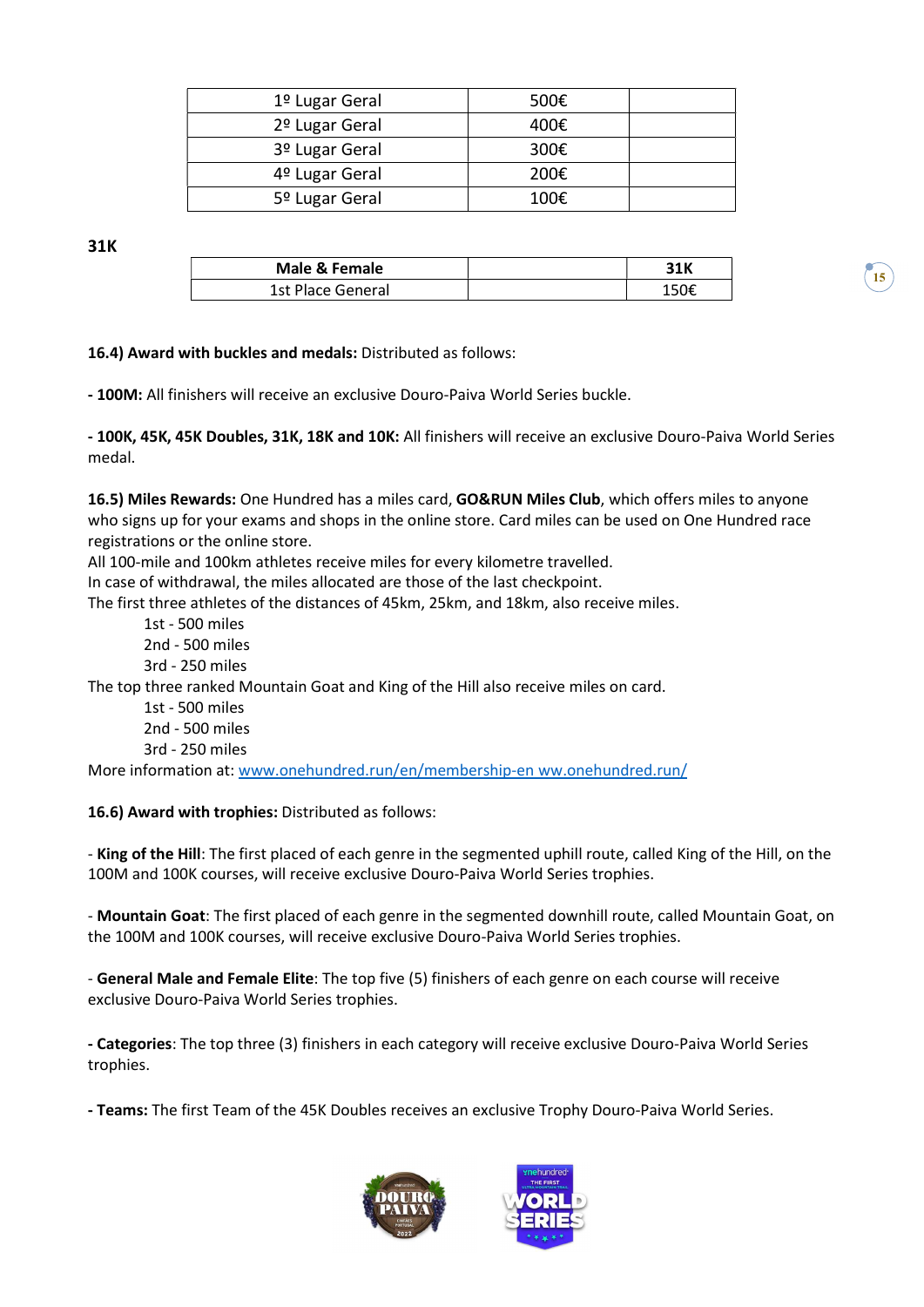| 1º Lugar Geral | 500€ | |
|---|---|---|
| 2º Lugar Geral | 400€ | |
| 3º Lugar Geral | 300€ | |
| 4º Lugar Geral | 200€ | |
| 5º Lugar Geral | 100€ | |

**31K**

| Male & Female | | 31K |
|---|---|---|
| 1st Place General | | 150€ |

**16.4) Award with buckles and medals:** Distributed as follows:

**- 100M:** All finishers will receive an exclusive Douro-Paiva World Series buckle.

**- 100K, 45K, 45K Doubles, 31K, 18K and 10K:** All finishers will receive an exclusive Douro-Paiva World Series medal.

**16.5) Miles Rewards:** One Hundred has a miles card, **GO&RUN Miles Club**, which offers miles to anyone who signs up for your exams and shops in the online store. Card miles can be used on One Hundred race registrations or the online store.
All 100-mile and 100km athletes receive miles for every kilometre travelled.
In case of withdrawal, the miles allocated are those of the last checkpoint.
The first three athletes of the distances of 45km, 25km, and 18km, also receive miles.

- 1st - 500 miles
- 2nd - 500 miles
- 3rd - 250 miles

The top three ranked Mountain Goat and King of the Hill also receive miles on card.

- 1st - 500 miles
- 2nd - 500 miles
- 3rd - 250 miles

More information at: www.onehundred.run/en/membership-en ww.onehundred.run/

**16.6) Award with trophies:** Distributed as follows:

- **King of the Hill**: The first placed of each genre in the segmented uphill route, called King of the Hill, on the 100M and 100K courses, will receive exclusive Douro-Paiva World Series trophies.

- **Mountain Goat**: The first placed of each genre in the segmented downhill route, called Mountain Goat, on the 100M and 100K courses, will receive exclusive Douro-Paiva World Series trophies.

- **General Male and Female Elite**: The top five (5) finishers of each genre on each course will receive exclusive Douro-Paiva World Series trophies.

**- Categories**: The top three (3) finishers in each category will receive exclusive Douro-Paiva World Series trophies.

**- Teams:** The first Team of the 45K Doubles receives an exclusive Trophy Douro-Paiva World Series.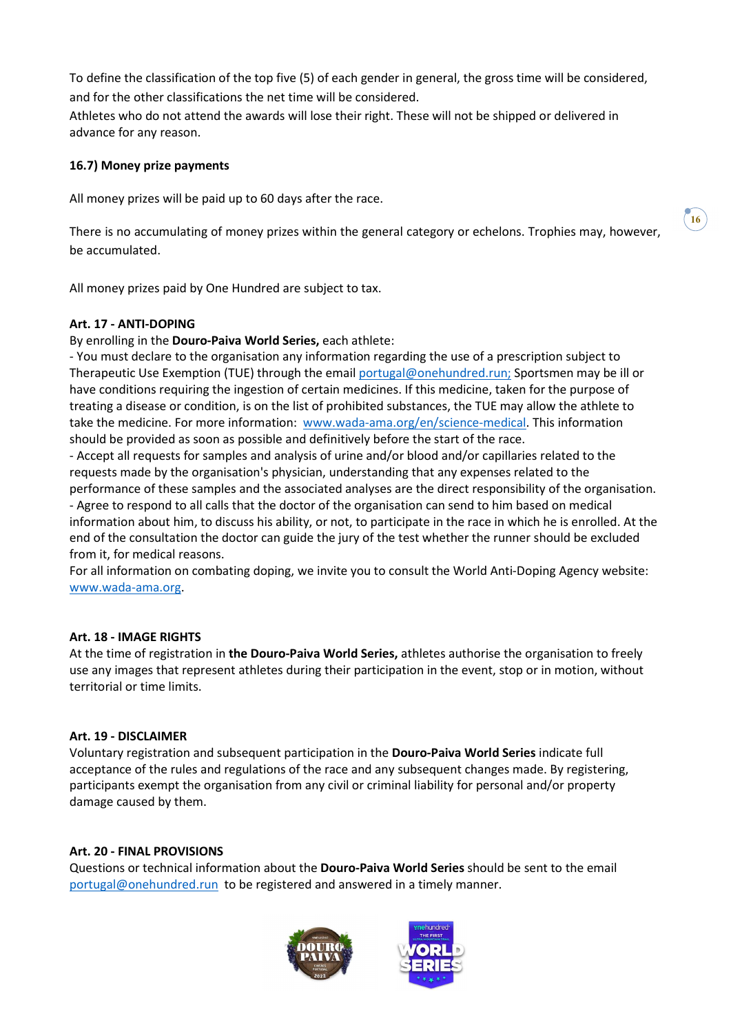To define the classification of the top five (5) of each gender in general, the gross time will be considered, and for the other classifications the net time will be considered.
Athletes who do not attend the awards will lose their right. These will not be shipped or delivered in advance for any reason.

### 16.7) Money prize payments

All money prizes will be paid up to 60 days after the race.

There is no accumulating of money prizes within the general category or echelons. Trophies may, however, be accumulated.

All money prizes paid by One Hundred are subject to tax.

## Art. 17 - ANTI-DOPING

By enrolling in the **Douro-Paiva World Series,** each athlete:

- You must declare to the organisation any information regarding the use of a prescription subject to Therapeutic Use Exemption (TUE) through the email portugal@onehundred.run; Sportsmen may be ill or have conditions requiring the ingestion of certain medicines. If this medicine, taken for the purpose of treating a disease or condition, is on the list of prohibited substances, the TUE may allow the athlete to take the medicine. For more information: www.wada-ama.org/en/science-medical. This information should be provided as soon as possible and definitively before the start of the race.
- Accept all requests for samples and analysis of urine and/or blood and/or capillaries related to the requests made by the organisation's physician, understanding that any expenses related to the performance of these samples and the associated analyses are the direct responsibility of the organisation.
- Agree to respond to all calls that the doctor of the organisation can send to him based on medical information about him, to discuss his ability, or not, to participate in the race in which he is enrolled. At the end of the consultation the doctor can guide the jury of the test whether the runner should be excluded from it, for medical reasons.

For all information on combating doping, we invite you to consult the World Anti-Doping Agency website: www.wada-ama.org.

## Art. 18 - IMAGE RIGHTS

At the time of registration in **the Douro-Paiva World Series,** athletes authorise the organisation to freely use any images that represent athletes during their participation in the event, stop or in motion, without territorial or time limits.

## Art. 19 - DISCLAIMER

Voluntary registration and subsequent participation in the **Douro-Paiva World Series** indicate full acceptance of the rules and regulations of the race and any subsequent changes made. By registering, participants exempt the organisation from any civil or criminal liability for personal and/or property damage caused by them.

## Art. 20 - FINAL PROVISIONS

Questions or technical information about the **Douro-Paiva World Series** should be sent to the email portugal@onehundred.run to be registered and answered in a timely manner.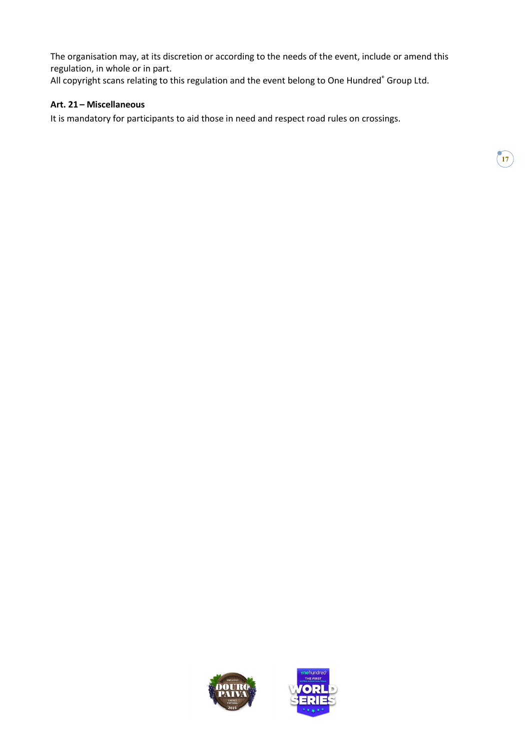The organisation may, at its discretion or according to the needs of the event, include or amend this regulation, in whole or in part.
All copyright scans relating to this regulation and the event belong to One Hundred® Group Ltd.

#### Art. 21 – Miscellaneous

It is mandatory for participants to aid those in need and respect road rules on crossings.